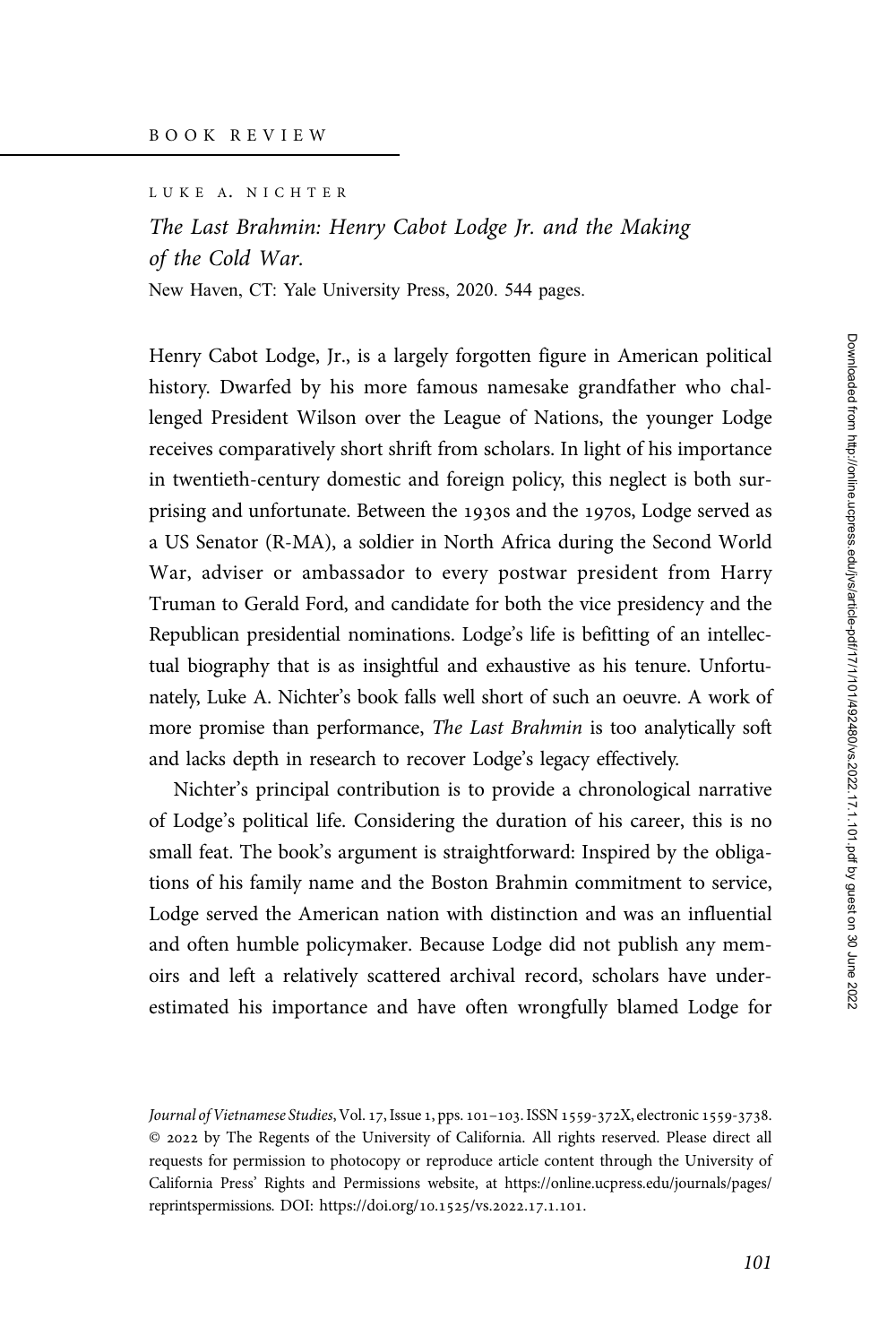BOOK REVIEW

LUKE A. NICHTER

*The Last Brahmin: Henry Cabot Lodge Jr. and the Making of the Cold War.*

New Haven, CT: Yale University Press, 2020. 544 pages.

Henry Cabot Lodge, Jr., is a largely forgotten figure in American political history. Dwarfed by his more famous namesake grandfather who challenged President Wilson over the League of Nations, the younger Lodge receives comparatively short shrift from scholars. In light of his importance in twentieth-century domestic and foreign policy, this neglect is both surprising and unfortunate. Between the 1930s and the 1970s, Lodge served as a US Senator (R-MA), a soldier in North Africa during the Second World War, adviser or ambassador to every postwar president from Harry Truman to Gerald Ford, and candidate for both the vice presidency and the Republican presidential nominations. Lodge's life is befitting of an intellectual biography that is as insightful and exhaustive as his tenure. Unfortunately, Luke A. Nichter's book falls well short of such an oeuvre. A work of more promise than performance, *The Last Brahmin* is too analytically soft and lacks depth in research to recover Lodge's legacy effectively.

Nichter's principal contribution is to provide a chronological narrative of Lodge's political life. Considering the duration of his career, this is no small feat. The book's argument is straightforward: Inspired by the obligations of his family name and the Boston Brahmin commitment to service, Lodge served the American nation with distinction and was an influential and often humble policymaker. Because Lodge did not publish any memoirs and left a relatively scattered archival record, scholars have underestimated his importance and have often wrongfully blamed Lodge for

*Journal of Vietnamese Studies*, Vol. 17, Issue 1, pps. 101–103. ISSN 1559-372X, electronic 1559-3738. © 2022 by The Regents of the University of California. All rights reserved. Please direct all requests for permission to photocopy or reproduce article content through the University of California Press' Rights and Permissions website, at https://online.ucpress.edu/journals/pages/reprintspermissions. DOI: https://doi.org/10.1525/vs.2022.17.1.101.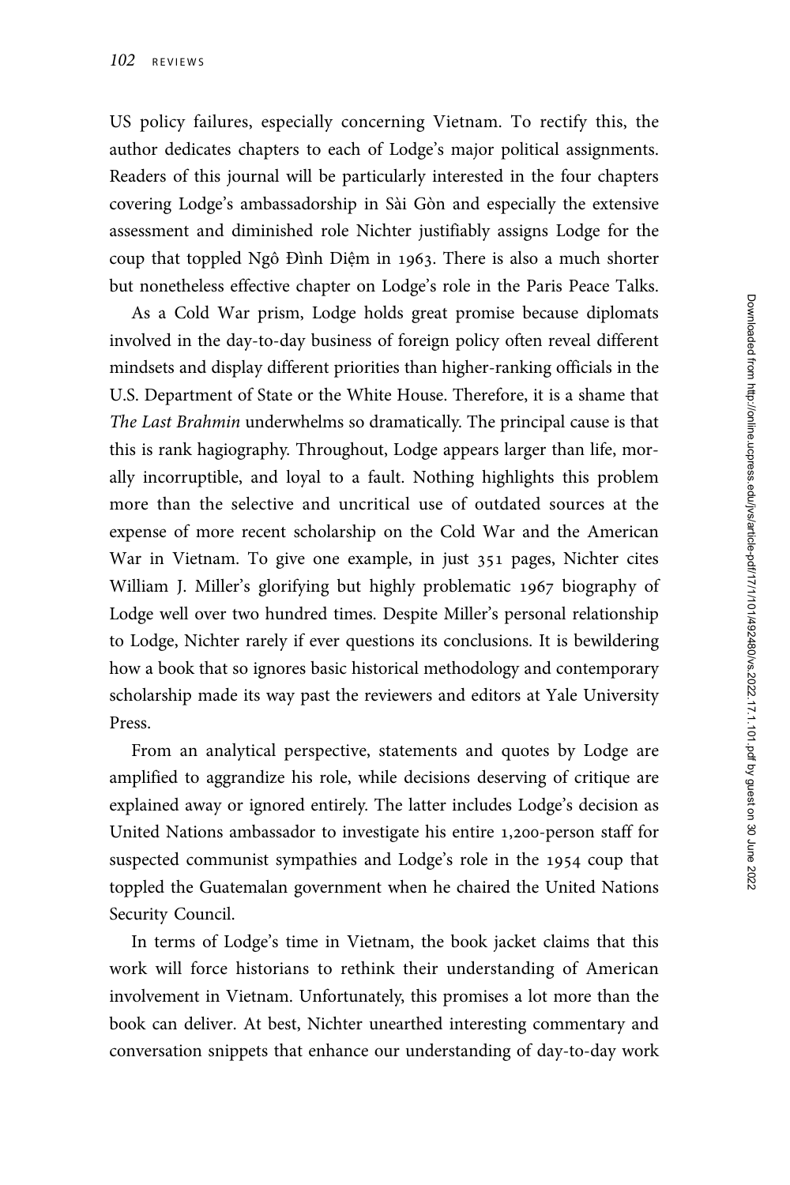US policy failures, especially concerning Vietnam. To rectify this, the author dedicates chapters to each of Lodge's major political assignments. Readers of this journal will be particularly interested in the four chapters covering Lodge's ambassadorship in Sài Gòn and especially the extensive assessment and diminished role Nichter justifiably assigns Lodge for the coup that toppled Ngô Đình Diệm in 1963. There is also a much shorter but nonetheless effective chapter on Lodge's role in the Paris Peace Talks.

As a Cold War prism, Lodge holds great promise because diplomats involved in the day-to-day business of foreign policy often reveal different mindsets and display different priorities than higher-ranking officials in the U.S. Department of State or the White House. Therefore, it is a shame that *The Last Brahmin* underwhelms so dramatically. The principal cause is that this is rank hagiography. Throughout, Lodge appears larger than life, morally incorruptible, and loyal to a fault. Nothing highlights this problem more than the selective and uncritical use of outdated sources at the expense of more recent scholarship on the Cold War and the American War in Vietnam. To give one example, in just 351 pages, Nichter cites William J. Miller's glorifying but highly problematic 1967 biography of Lodge well over two hundred times. Despite Miller's personal relationship to Lodge, Nichter rarely if ever questions its conclusions. It is bewildering how a book that so ignores basic historical methodology and contemporary scholarship made its way past the reviewers and editors at Yale University Press.

From an analytical perspective, statements and quotes by Lodge are amplified to aggrandize his role, while decisions deserving of critique are explained away or ignored entirely. The latter includes Lodge's decision as United Nations ambassador to investigate his entire 1,200-person staff for suspected communist sympathies and Lodge's role in the 1954 coup that toppled the Guatemalan government when he chaired the United Nations Security Council.

In terms of Lodge's time in Vietnam, the book jacket claims that this work will force historians to rethink their understanding of American involvement in Vietnam. Unfortunately, this promises a lot more than the book can deliver. At best, Nichter unearthed interesting commentary and conversation snippets that enhance our understanding of day-to-day work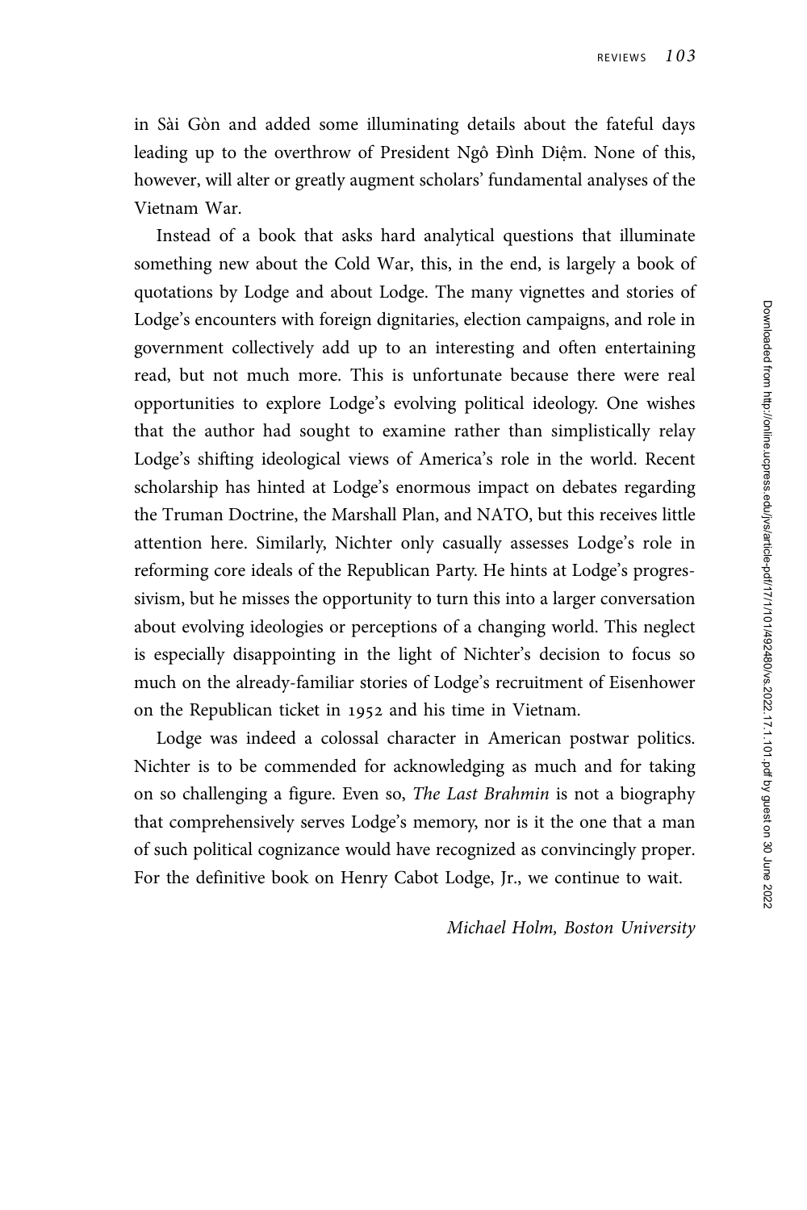in Sài Gòn and added some illuminating details about the fateful days leading up to the overthrow of President Ngô Đình Diệm. None of this, however, will alter or greatly augment scholars' fundamental analyses of the Vietnam War.

Instead of a book that asks hard analytical questions that illuminate something new about the Cold War, this, in the end, is largely a book of quotations by Lodge and about Lodge. The many vignettes and stories of Lodge's encounters with foreign dignitaries, election campaigns, and role in government collectively add up to an interesting and often entertaining read, but not much more. This is unfortunate because there were real opportunities to explore Lodge's evolving political ideology. One wishes that the author had sought to examine rather than simplistically relay Lodge's shifting ideological views of America's role in the world. Recent scholarship has hinted at Lodge's enormous impact on debates regarding the Truman Doctrine, the Marshall Plan, and NATO, but this receives little attention here. Similarly, Nichter only casually assesses Lodge's role in reforming core ideals of the Republican Party. He hints at Lodge's progressivism, but he misses the opportunity to turn this into a larger conversation about evolving ideologies or perceptions of a changing world. This neglect is especially disappointing in the light of Nichter's decision to focus so much on the already-familiar stories of Lodge's recruitment of Eisenhower on the Republican ticket in 1952 and his time in Vietnam.

Lodge was indeed a colossal character in American postwar politics. Nichter is to be commended for acknowledging as much and for taking on so challenging a figure. Even so, *The Last Brahmin* is not a biography that comprehensively serves Lodge's memory, nor is it the one that a man of such political cognizance would have recognized as convincingly proper. For the definitive book on Henry Cabot Lodge, Jr., we continue to wait.

*Michael Holm, Boston University*